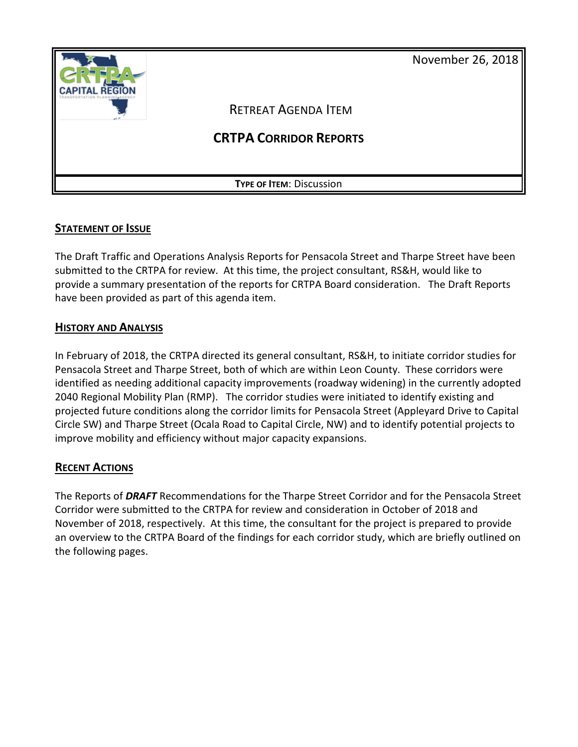November 26, 2018

RETREAT AGENDA ITEM

# CRTPA CORRIDOR REPORTS

**TYPE OF ITEM**: Discussion

## STATEMENT OF ISSUE

The Draft Traffic and Operations Analysis Reports for Pensacola Street and Tharpe Street have been submitted to the CRTPA for review. At this time, the project consultant, RS&H, would like to provide a summary presentation of the reports for CRTPA Board consideration. The Draft Reports have been provided as part of this agenda item.

## HISTORY AND ANALYSIS

In February of 2018, the CRTPA directed its general consultant, RS&H, to initiate corridor studies for Pensacola Street and Tharpe Street, both of which are within Leon County. These corridors were identified as needing additional capacity improvements (roadway widening) in the currently adopted 2040 Regional Mobility Plan (RMP). The corridor studies were initiated to identify existing and projected future conditions along the corridor limits for Pensacola Street (Appleyard Drive to Capital Circle SW) and Tharpe Street (Ocala Road to Capital Circle, NW) and to identify potential projects to improve mobility and efficiency without major capacity expansions.

## RECENT ACTIONS

The Reports of ***DRAFT*** Recommendations for the Tharpe Street Corridor and for the Pensacola Street Corridor were submitted to the CRTPA for review and consideration in October of 2018 and November of 2018, respectively. At this time, the consultant for the project is prepared to provide an overview to the CRTPA Board of the findings for each corridor study, which are briefly outlined on the following pages.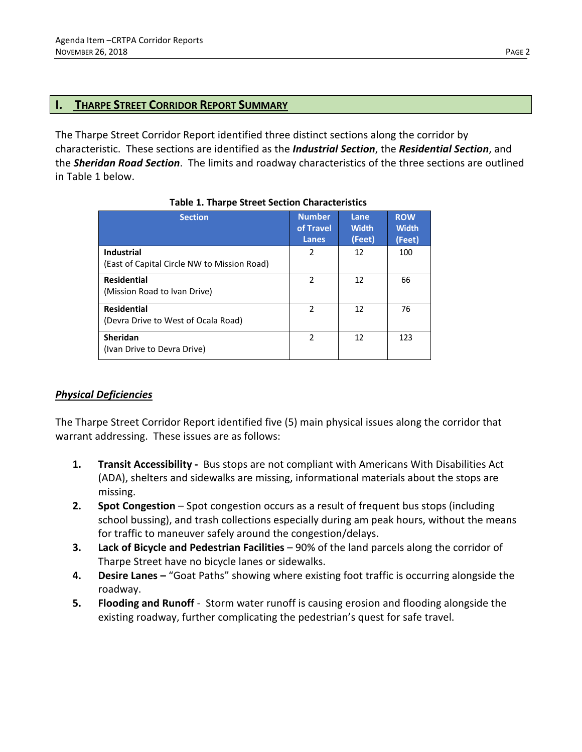## I. THARPE STREET CORRIDOR REPORT SUMMARY

The Tharpe Street Corridor Report identified three distinct sections along the corridor by characteristic. These sections are identified as the ***Industrial Section***, the ***Residential Section***, and the ***Sheridan Road Section***. The limits and roadway characteristics of the three sections are outlined in Table 1 below.

**Table 1. Tharpe Street Section Characteristics**

| Section | Number of Travel Lanes | Lane Width (Feet) | ROW Width (Feet) |
|---|---|---|---|
| **Industrial** (East of Capital Circle NW to Mission Road) | 2 | 12 | 100 |
| **Residential** (Mission Road to Ivan Drive) | 2 | 12 | 66 |
| **Residential** (Devra Drive to West of Ocala Road) | 2 | 12 | 76 |
| **Sheridan** (Ivan Drive to Devra Drive) | 2 | 12 | 123 |

### ***Physical Deficiencies***

The Tharpe Street Corridor Report identified five (5) main physical issues along the corridor that warrant addressing. These issues are as follows:

1. **Transit Accessibility -** Bus stops are not compliant with Americans With Disabilities Act (ADA), shelters and sidewalks are missing, informational materials about the stops are missing.
2. **Spot Congestion** – Spot congestion occurs as a result of frequent bus stops (including school bussing), and trash collections especially during am peak hours, without the means for traffic to maneuver safely around the congestion/delays.
3. **Lack of Bicycle and Pedestrian Facilities** – 90% of the land parcels along the corridor of Tharpe Street have no bicycle lanes or sidewalks.
4. **Desire Lanes –** "Goat Paths" showing where existing foot traffic is occurring alongside the roadway.
5. **Flooding and Runoff** - Storm water runoff is causing erosion and flooding alongside the existing roadway, further complicating the pedestrian's quest for safe travel.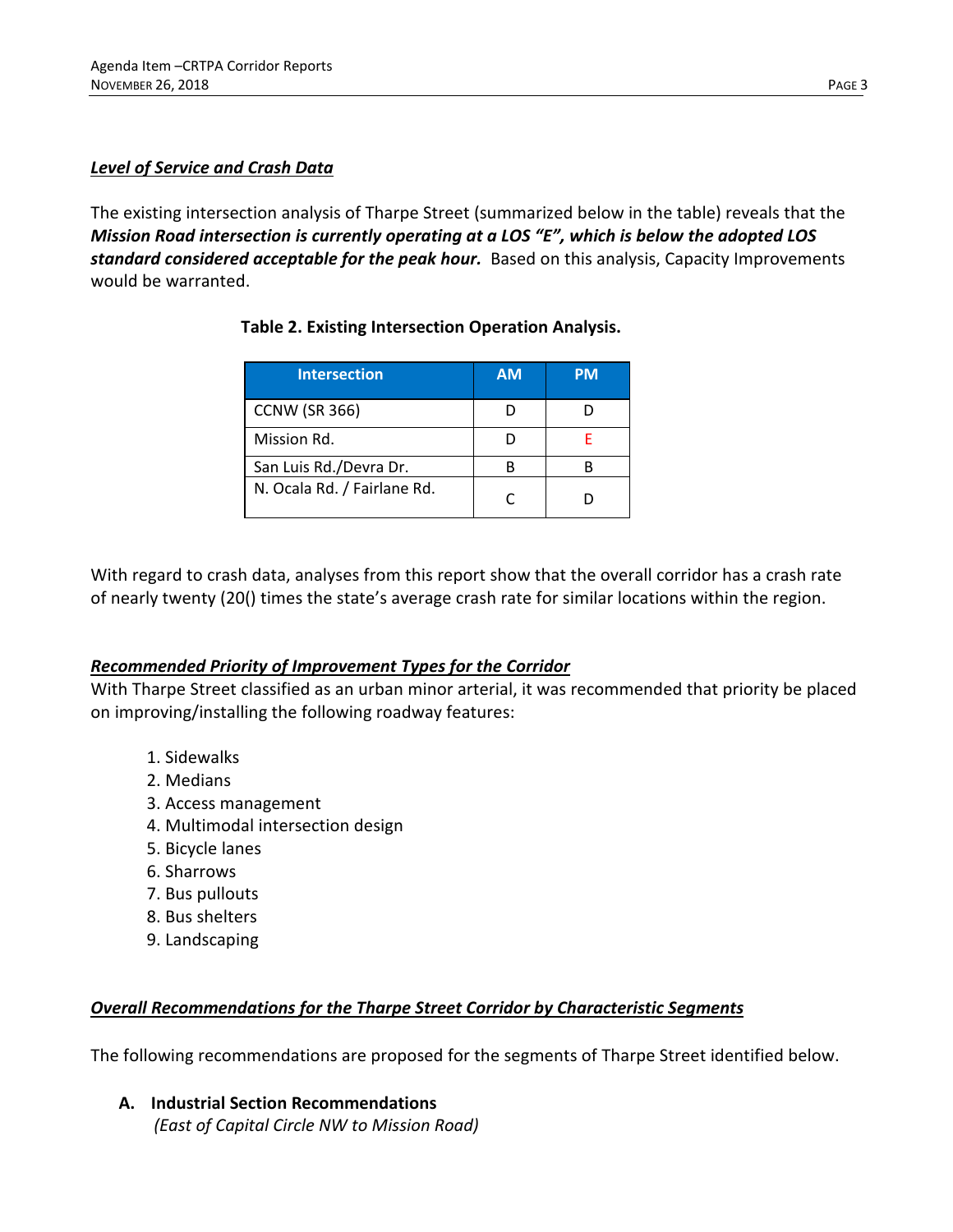***Level of Service and Crash Data***

The existing intersection analysis of Tharpe Street (summarized below in the table) reveals that the ***Mission Road intersection is currently operating at a LOS "E", which is below the adopted LOS standard considered acceptable for the peak hour.*** Based on this analysis, Capacity Improvements would be warranted.

**Table 2. Existing Intersection Operation Analysis.**

| Intersection | AM | PM |
|---|---|---|
| CCNW (SR 366) | D | D |
| Mission Rd. | D | E |
| San Luis Rd./Devra Dr. | B | B |
| N. Ocala Rd. / Fairlane Rd. | C | D |

With regard to crash data, analyses from this report show that the overall corridor has a crash rate of nearly twenty (20() times the state's average crash rate for similar locations within the region.

***Recommended Priority of Improvement Types for the Corridor***

With Tharpe Street classified as an urban minor arterial, it was recommended that priority be placed on improving/installing the following roadway features:

1. Sidewalks
2. Medians
3. Access management
4. Multimodal intersection design
5. Bicycle lanes
6. Sharrows
7. Bus pullouts
8. Bus shelters
9. Landscaping

***Overall Recommendations for the Tharpe Street Corridor by Characteristic Segments***

The following recommendations are proposed for the segments of Tharpe Street identified below.

**A. Industrial Section Recommendations**
*(East of Capital Circle NW to Mission Road)*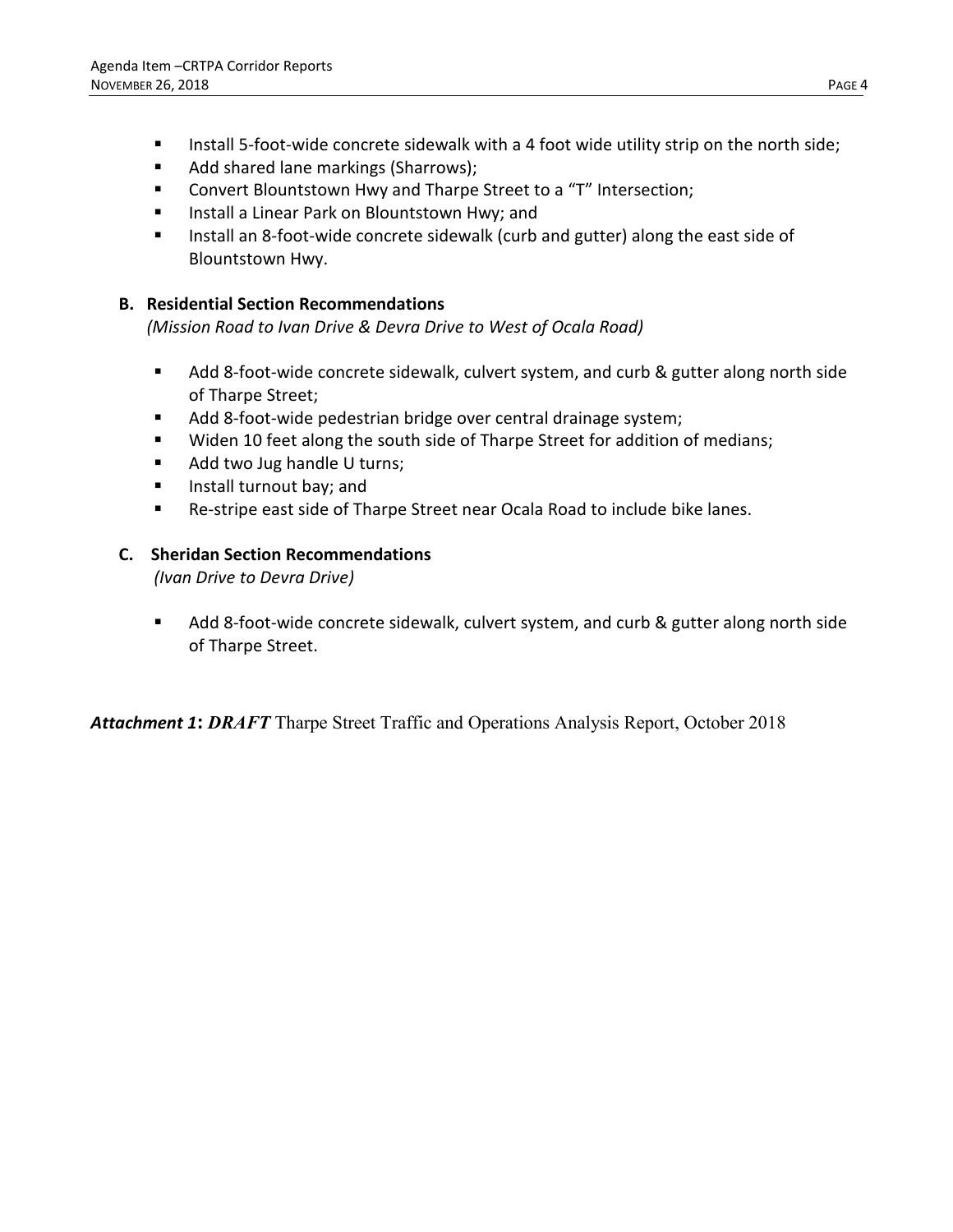- Install 5-foot-wide concrete sidewalk with a 4 foot wide utility strip on the north side;
- Add shared lane markings (Sharrows);
- Convert Blountstown Hwy and Tharpe Street to a "T" Intersection;
- Install a Linear Park on Blountstown Hwy; and
- Install an 8-foot-wide concrete sidewalk (curb and gutter) along the east side of Blountstown Hwy.

**B. Residential Section Recommendations**
*(Mission Road to Ivan Drive & Devra Drive to West of Ocala Road)*

- Add 8-foot-wide concrete sidewalk, culvert system, and curb & gutter along north side of Tharpe Street;
- Add 8-foot-wide pedestrian bridge over central drainage system;
- Widen 10 feet along the south side of Tharpe Street for addition of medians;
- Add two Jug handle U turns;
- Install turnout bay; and
- Re-stripe east side of Tharpe Street near Ocala Road to include bike lanes.

**C. Sheridan Section Recommendations**
*(Ivan Drive to Devra Drive)*

- Add 8-foot-wide concrete sidewalk, culvert system, and curb & gutter along north side of Tharpe Street.

***Attachment 1*: *DRAFT*** Tharpe Street Traffic and Operations Analysis Report, October 2018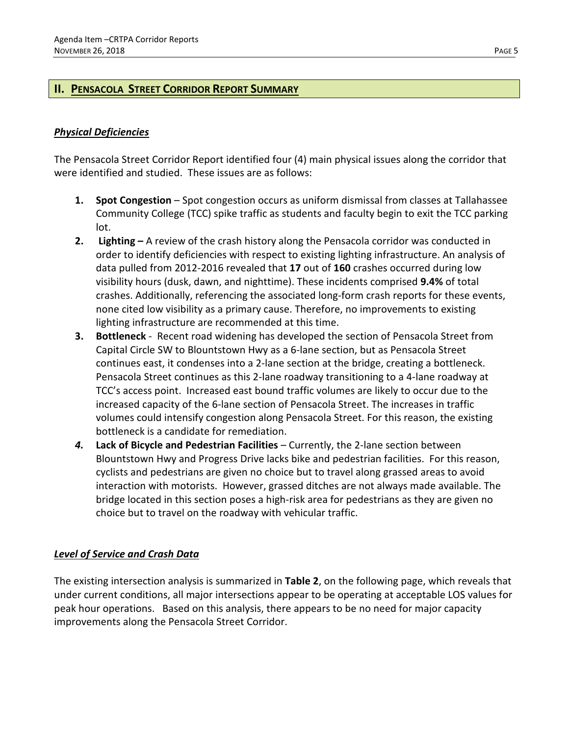## II. Pensacola Street Corridor Report Summary

### *Physical Deficiencies*

The Pensacola Street Corridor Report identified four (4) main physical issues along the corridor that were identified and studied. These issues are as follows:

1. **Spot Congestion** – Spot congestion occurs as uniform dismissal from classes at Tallahassee Community College (TCC) spike traffic as students and faculty begin to exit the TCC parking lot.
2. **Lighting –** A review of the crash history along the Pensacola corridor was conducted in order to identify deficiencies with respect to existing lighting infrastructure. An analysis of data pulled from 2012-2016 revealed that **17** out of **160** crashes occurred during low visibility hours (dusk, dawn, and nighttime). These incidents comprised **9.4%** of total crashes. Additionally, referencing the associated long-form crash reports for these events, none cited low visibility as a primary cause. Therefore, no improvements to existing lighting infrastructure are recommended at this time.
3. **Bottleneck** - Recent road widening has developed the section of Pensacola Street from Capital Circle SW to Blountstown Hwy as a 6-lane section, but as Pensacola Street continues east, it condenses into a 2-lane section at the bridge, creating a bottleneck. Pensacola Street continues as this 2-lane roadway transitioning to a 4-lane roadway at TCC's access point. Increased east bound traffic volumes are likely to occur due to the increased capacity of the 6-lane section of Pensacola Street. The increases in traffic volumes could intensify congestion along Pensacola Street. For this reason, the existing bottleneck is a candidate for remediation.
4. **Lack of Bicycle and Pedestrian Facilities** – Currently, the 2-lane section between Blountstown Hwy and Progress Drive lacks bike and pedestrian facilities. For this reason, cyclists and pedestrians are given no choice but to travel along grassed areas to avoid interaction with motorists. However, grassed ditches are not always made available. The bridge located in this section poses a high-risk area for pedestrians as they are given no choice but to travel on the roadway with vehicular traffic.

### *Level of Service and Crash Data*

The existing intersection analysis is summarized in **Table 2**, on the following page, which reveals that under current conditions, all major intersections appear to be operating at acceptable LOS values for peak hour operations. Based on this analysis, there appears to be no need for major capacity improvements along the Pensacola Street Corridor.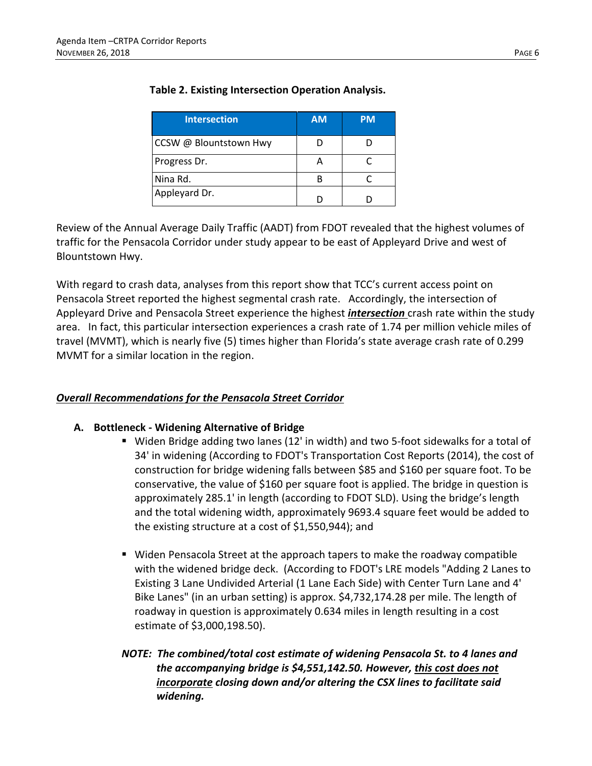**Table 2. Existing Intersection Operation Analysis.**

| Intersection | AM | PM |
|---|---|---|
| CCSW @ Blountstown Hwy | D | D |
| Progress Dr. | A | C |
| Nina Rd. | B | C |
| Appleyard Dr. | D | D |

Review of the Annual Average Daily Traffic (AADT) from FDOT revealed that the highest volumes of traffic for the Pensacola Corridor under study appear to be east of Appleyard Drive and west of Blountstown Hwy.

With regard to crash data, analyses from this report show that TCC's current access point on Pensacola Street reported the highest segmental crash rate. Accordingly, the intersection of Appleyard Drive and Pensacola Street experience the highest ***intersection*** crash rate within the study area. In fact, this particular intersection experiences a crash rate of 1.74 per million vehicle miles of travel (MVMT), which is nearly five (5) times higher than Florida's state average crash rate of 0.299 MVMT for a similar location in the region.

***Overall Recommendations for the Pensacola Street Corridor***

**A. Bottleneck - Widening Alternative of Bridge**

- Widen Bridge adding two lanes (12' in width) and two 5-foot sidewalks for a total of 34' in widening (According to FDOT's Transportation Cost Reports (2014), the cost of construction for bridge widening falls between $85 and $160 per square foot. To be conservative, the value of $160 per square foot is applied. The bridge in question is approximately 285.1' in length (according to FDOT SLD). Using the bridge's length and the total widening width, approximately 9693.4 square feet would be added to the existing structure at a cost of $1,550,944); and

- Widen Pensacola Street at the approach tapers to make the roadway compatible with the widened bridge deck. (According to FDOT's LRE models "Adding 2 Lanes to Existing 3 Lane Undivided Arterial (1 Lane Each Side) with Center Turn Lane and 4' Bike Lanes" (in an urban setting) is approx. $4,732,174.28 per mile. The length of roadway in question is approximately 0.634 miles in length resulting in a cost estimate of $3,000,198.50).

***NOTE: The combined/total cost estimate of widening Pensacola St. to 4 lanes and the accompanying bridge is $4,551,142.50. However, this cost does not incorporate closing down and/or altering the CSX lines to facilitate said widening.***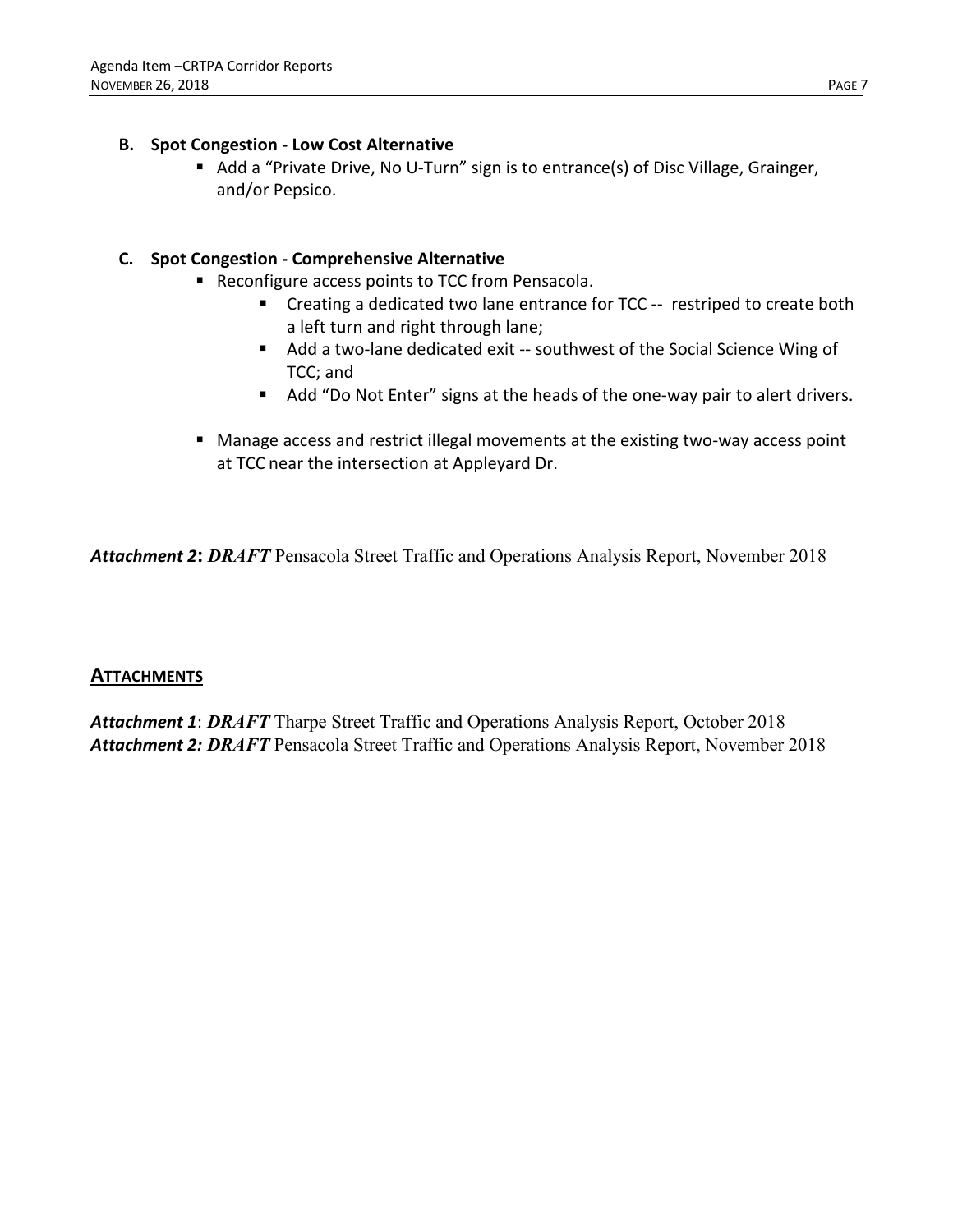**B. Spot Congestion - Low Cost Alternative**

- Add a "Private Drive, No U-Turn" sign is to entrance(s) of Disc Village, Grainger, and/or Pepsico.

**C. Spot Congestion - Comprehensive Alternative**

- Reconfigure access points to TCC from Pensacola.
  - Creating a dedicated two lane entrance for TCC -- restriped to create both a left turn and right through lane;
  - Add a two-lane dedicated exit -- southwest of the Social Science Wing of TCC; and
  - Add "Do Not Enter" signs at the heads of the one-way pair to alert drivers.
- Manage access and restrict illegal movements at the existing two-way access point at TCC near the intersection at Appleyard Dr.

***Attachment 2*: *DRAFT*** Pensacola Street Traffic and Operations Analysis Report, November 2018

## ATTACHMENTS

***Attachment 1*: *DRAFT*** Tharpe Street Traffic and Operations Analysis Report, October 2018
***Attachment 2: DRAFT*** Pensacola Street Traffic and Operations Analysis Report, November 2018